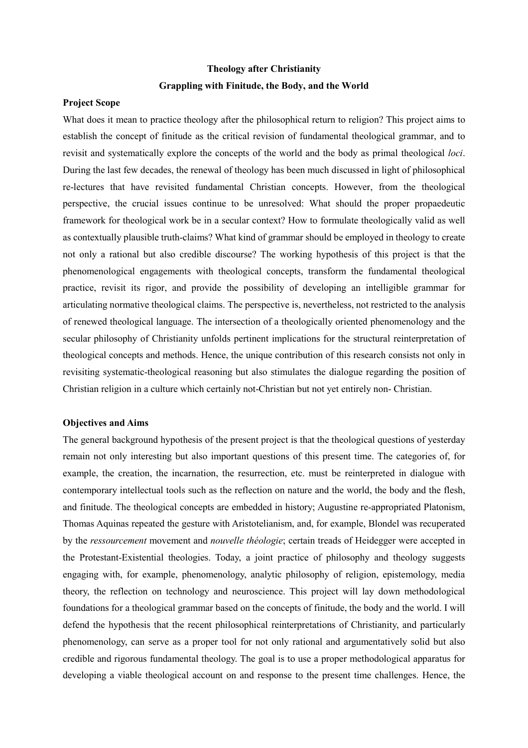**Theology after Christianity**

**Grappling with Finitude, the Body, and the World**

**Project Scope**

What does it mean to practice theology after the philosophical return to religion? This project aims to establish the concept of finitude as the critical revision of fundamental theological grammar, and to revisit and systematically explore the concepts of the world and the body as primal theological *loci*. During the last few decades, the renewal of theology has been much discussed in light of philosophical re-lectures that have revisited fundamental Christian concepts. However, from the theological perspective, the crucial issues continue to be unresolved: What should the proper propaedeutic framework for theological work be in a secular context? How to formulate theologically valid as well as contextually plausible truth-claims? What kind of grammar should be employed in theology to create not only a rational but also credible discourse? The working hypothesis of this project is that the phenomenological engagements with theological concepts, transform the fundamental theological practice, revisit its rigor, and provide the possibility of developing an intelligible grammar for articulating normative theological claims. The perspective is, nevertheless, not restricted to the analysis of renewed theological language. The intersection of a theologically oriented phenomenology and the secular philosophy of Christianity unfolds pertinent implications for the structural reinterpretation of theological concepts and methods. Hence, the unique contribution of this research consists not only in revisiting systematic-theological reasoning but also stimulates the dialogue regarding the position of Christian religion in a culture which certainly not-Christian but not yet entirely non- Christian.

**Objectives and Aims**

The general background hypothesis of the present project is that the theological questions of yesterday remain not only interesting but also important questions of this present time. The categories of, for example, the creation, the incarnation, the resurrection, etc. must be reinterpreted in dialogue with contemporary intellectual tools such as the reflection on nature and the world, the body and the flesh, and finitude. The theological concepts are embedded in history; Augustine re-appropriated Platonism, Thomas Aquinas repeated the gesture with Aristotelianism, and, for example, Blondel was recuperated by the *ressourcement* movement and *nouvelle théologie*; certain treads of Heidegger were accepted in the Protestant-Existential theologies. Today, a joint practice of philosophy and theology suggests engaging with, for example, phenomenology, analytic philosophy of religion, epistemology, media theory, the reflection on technology and neuroscience. This project will lay down methodological foundations for a theological grammar based on the concepts of finitude, the body and the world. I will defend the hypothesis that the recent philosophical reinterpretations of Christianity, and particularly phenomenology, can serve as a proper tool for not only rational and argumentatively solid but also credible and rigorous fundamental theology. The goal is to use a proper methodological apparatus for developing a viable theological account on and response to the present time challenges. Hence, the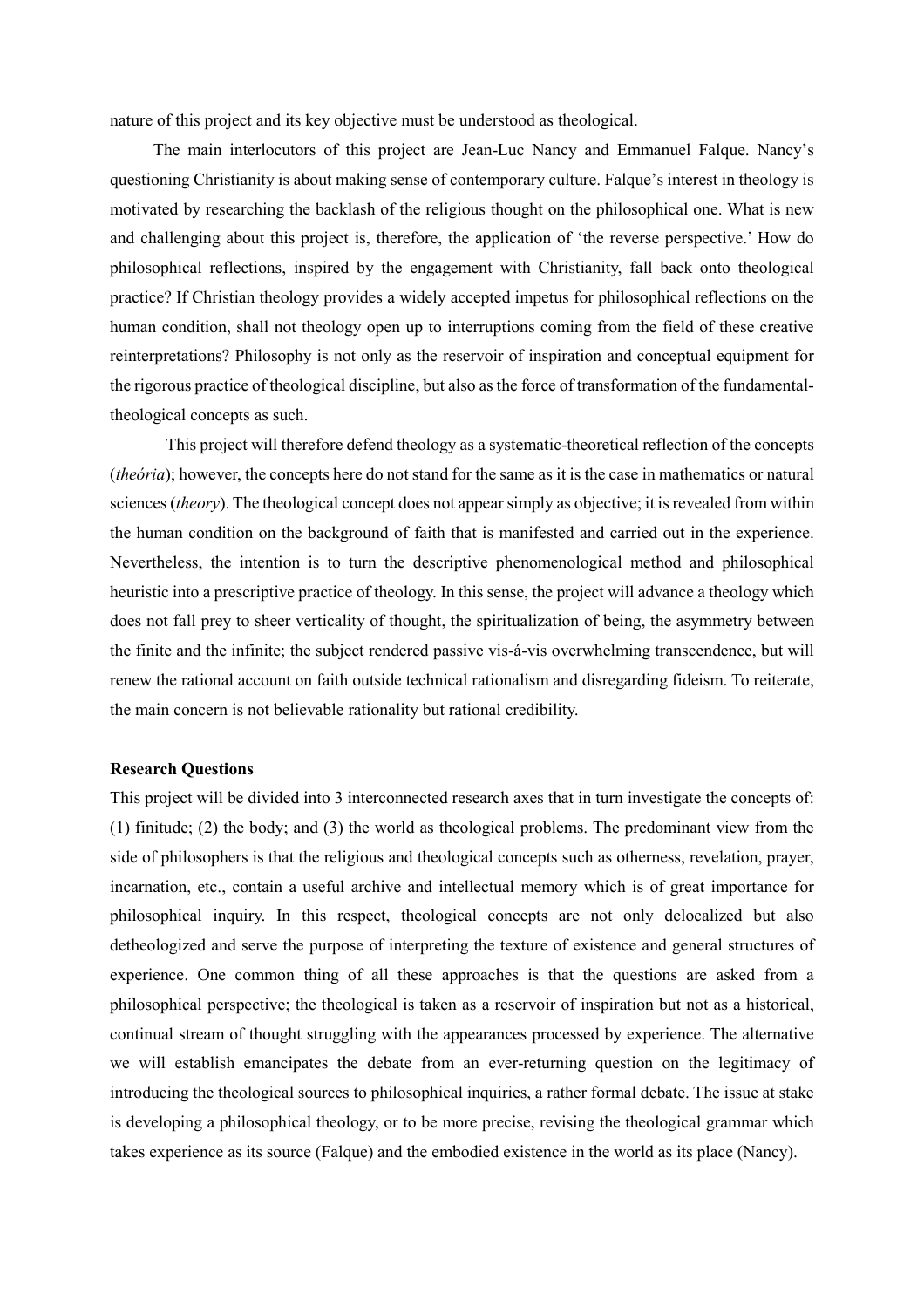nature of this project and its key objective must be understood as theological.

The main interlocutors of this project are Jean-Luc Nancy and Emmanuel Falque. Nancy's questioning Christianity is about making sense of contemporary culture. Falque's interest in theology is motivated by researching the backlash of the religious thought on the philosophical one. What is new and challenging about this project is, therefore, the application of 'the reverse perspective.' How do philosophical reflections, inspired by the engagement with Christianity, fall back onto theological practice? If Christian theology provides a widely accepted impetus for philosophical reflections on the human condition, shall not theology open up to interruptions coming from the field of these creative reinterpretations? Philosophy is not only as the reservoir of inspiration and conceptual equipment for the rigorous practice of theological discipline, but also as the force of transformation of the fundamental-theological concepts as such.

This project will therefore defend theology as a systematic-theoretical reflection of the concepts (*theória*); however, the concepts here do not stand for the same as it is the case in mathematics or natural sciences (*theory*). The theological concept does not appear simply as objective; it is revealed from within the human condition on the background of faith that is manifested and carried out in the experience. Nevertheless, the intention is to turn the descriptive phenomenological method and philosophical heuristic into a prescriptive practice of theology. In this sense, the project will advance a theology which does not fall prey to sheer verticality of thought, the spiritualization of being, the asymmetry between the finite and the infinite; the subject rendered passive vis-á-vis overwhelming transcendence, but will renew the rational account on faith outside technical rationalism and disregarding fideism. To reiterate, the main concern is not believable rationality but rational credibility.

**Research Questions**

This project will be divided into 3 interconnected research axes that in turn investigate the concepts of: (1) finitude; (2) the body; and (3) the world as theological problems. The predominant view from the side of philosophers is that the religious and theological concepts such as otherness, revelation, prayer, incarnation, etc., contain a useful archive and intellectual memory which is of great importance for philosophical inquiry. In this respect, theological concepts are not only delocalized but also detheologized and serve the purpose of interpreting the texture of existence and general structures of experience. One common thing of all these approaches is that the questions are asked from a philosophical perspective; the theological is taken as a reservoir of inspiration but not as a historical, continual stream of thought struggling with the appearances processed by experience. The alternative we will establish emancipates the debate from an ever-returning question on the legitimacy of introducing the theological sources to philosophical inquiries, a rather formal debate. The issue at stake is developing a philosophical theology, or to be more precise, revising the theological grammar which takes experience as its source (Falque) and the embodied existence in the world as its place (Nancy).